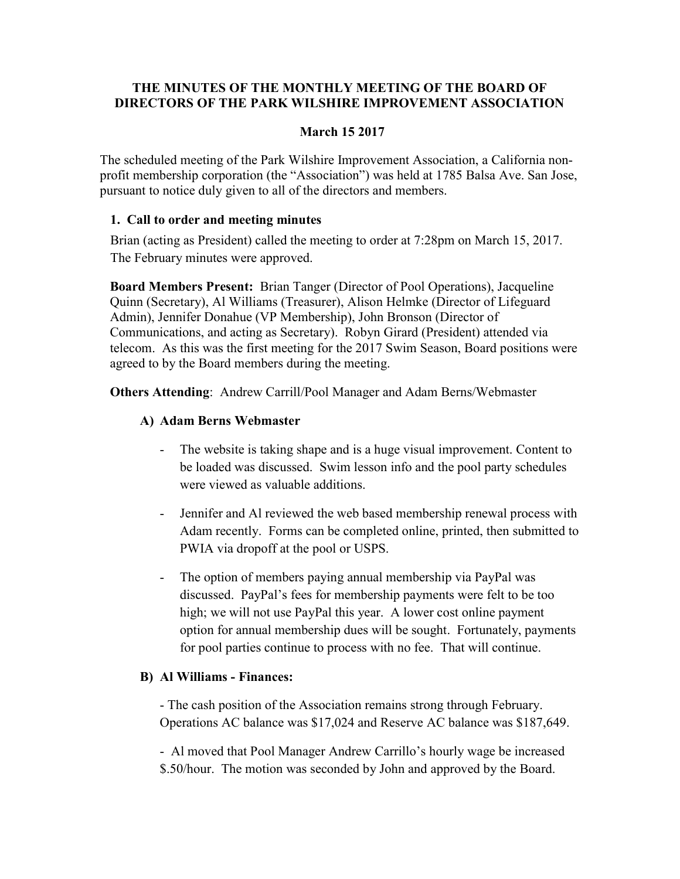# THE MINUTES OF THE MONTHLY MEETING OF THE BOARD OF DIRECTORS OF THE PARK WILSHIRE IMPROVEMENT ASSOCIATION

## March 15 2017

The scheduled meeting of the Park Wilshire Improvement Association, a California non-profit membership corporation (the "Association") was held at 1785 Balsa Ave. San Jose, pursuant to notice duly given to all of the directors and members.

### 1. Call to order and meeting minutes

Brian (acting as President) called the meeting to order at 7:28pm on March 15, 2017. The February minutes were approved.

**Board Members Present:** Brian Tanger (Director of Pool Operations), Jacqueline Quinn (Secretary), Al Williams (Treasurer), Alison Helmke (Director of Lifeguard Admin), Jennifer Donahue (VP Membership), John Bronson (Director of Communications, and acting as Secretary). Robyn Girard (President) attended via telecom. As this was the first meeting for the 2017 Swim Season, Board positions were agreed to by the Board members during the meeting.

**Others Attending**: Andrew Carrill/Pool Manager and Adam Berns/Webmaster

#### A) Adam Berns Webmaster

- The website is taking shape and is a huge visual improvement. Content to be loaded was discussed. Swim lesson info and the pool party schedules were viewed as valuable additions.
- Jennifer and Al reviewed the web based membership renewal process with Adam recently. Forms can be completed online, printed, then submitted to PWIA via dropoff at the pool or USPS.
- The option of members paying annual membership via PayPal was discussed. PayPal's fees for membership payments were felt to be too high; we will not use PayPal this year. A lower cost online payment option for annual membership dues will be sought. Fortunately, payments for pool parties continue to process with no fee. That will continue.

#### B) Al Williams - Finances:

- The cash position of the Association remains strong through February. Operations AC balance was $17,024 and Reserve AC balance was $187,649.

- Al moved that Pool Manager Andrew Carrillo's hourly wage be increased $.50/hour. The motion was seconded by John and approved by the Board.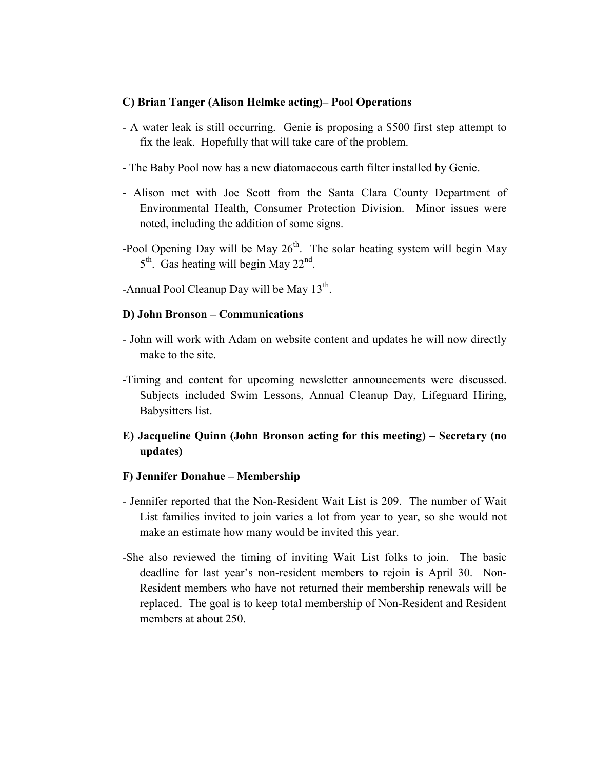**C) Brian Tanger (Alison Helmke acting)– Pool Operations**

- A water leak is still occurring. Genie is proposing a $500 first step attempt to fix the leak. Hopefully that will take care of the problem.
- The Baby Pool now has a new diatomaceous earth filter installed by Genie.
- Alison met with Joe Scott from the Santa Clara County Department of Environmental Health, Consumer Protection Division. Minor issues were noted, including the addition of some signs.
- Pool Opening Day will be May 26th. The solar heating system will begin May 5th. Gas heating will begin May 22nd.
- Annual Pool Cleanup Day will be May 13th.

**D) John Bronson – Communications**

- John will work with Adam on website content and updates he will now directly make to the site.
- Timing and content for upcoming newsletter announcements were discussed. Subjects included Swim Lessons, Annual Cleanup Day, Lifeguard Hiring, Babysitters list.

**E) Jacqueline Quinn (John Bronson acting for this meeting) – Secretary (no updates)**

**F) Jennifer Donahue – Membership**

- Jennifer reported that the Non-Resident Wait List is 209. The number of Wait List families invited to join varies a lot from year to year, so she would not make an estimate how many would be invited this year.
- She also reviewed the timing of inviting Wait List folks to join. The basic deadline for last year's non-resident members to rejoin is April 30. Non-Resident members who have not returned their membership renewals will be replaced. The goal is to keep total membership of Non-Resident and Resident members at about 250.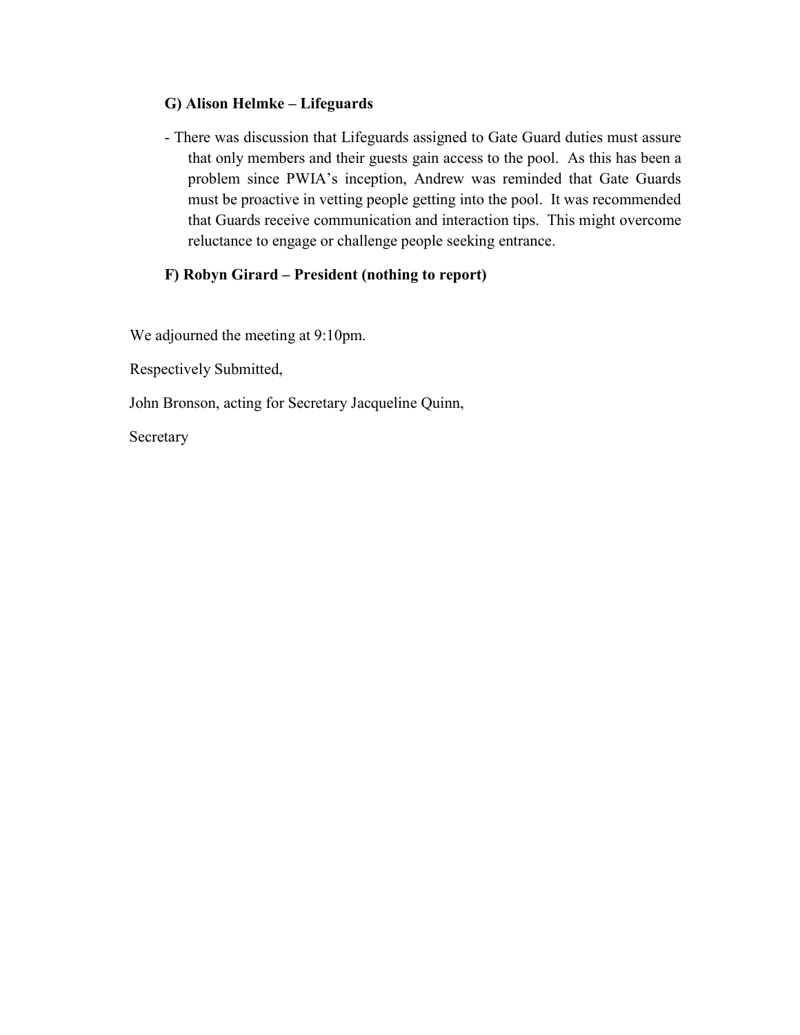**G) Alison Helmke – Lifeguards**

- There was discussion that Lifeguards assigned to Gate Guard duties must assure that only members and their guests gain access to the pool. As this has been a problem since PWIA's inception, Andrew was reminded that Gate Guards must be proactive in vetting people getting into the pool. It was recommended that Guards receive communication and interaction tips. This might overcome reluctance to engage or challenge people seeking entrance.

**F) Robyn Girard – President (nothing to report)**

We adjourned the meeting at 9:10pm.

Respectively Submitted,

John Bronson, acting for Secretary Jacqueline Quinn,

Secretary